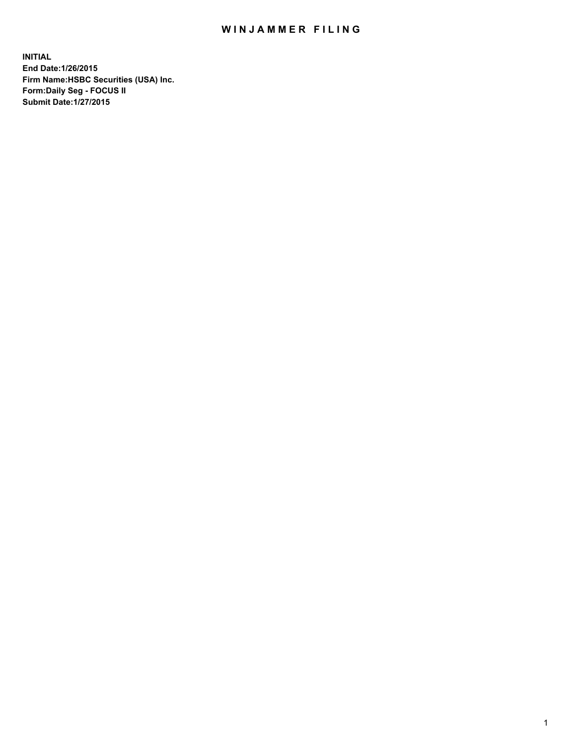# WINJAMMER FILING

**INITIAL**
**End Date:1/26/2015**
**Firm Name:HSBC Securities (USA) Inc.**
**Form:Daily Seg - FOCUS II**
**Submit Date:1/27/2015**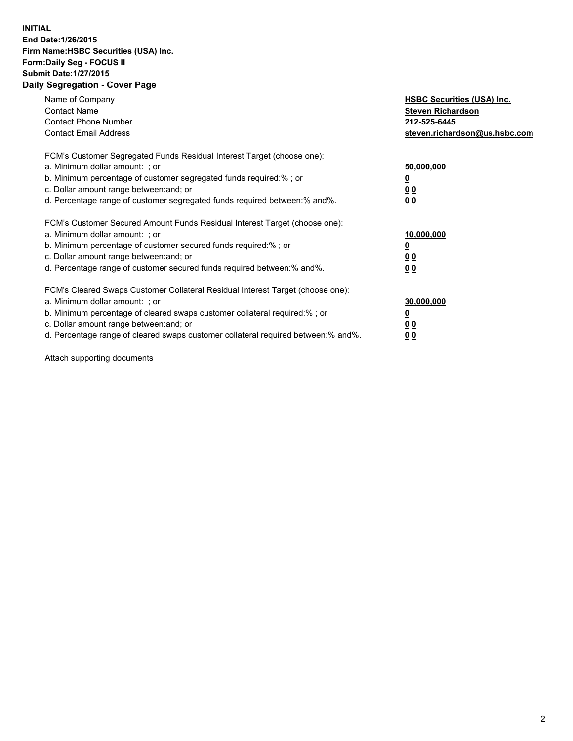**INITIAL**
**End Date:1/26/2015**
**Firm Name:HSBC Securities (USA) Inc.**
**Form:Daily Seg - FOCUS II**
**Submit Date:1/27/2015**

## Daily Segregation - Cover Page

| | |
|---|---|
| Name of Company | **HSBC Securities (USA) Inc.** |
| Contact Name | **Steven Richardson** |
| Contact Phone Number | **212-525-6445** |
| Contact Email Address | **steven.richardson@us.hsbc.com** |

| | |
|---|---|
| FCM's Customer Segregated Funds Residual Interest Target (choose one): | |
| a. Minimum dollar amount: ; or | **50,000,000** |
| b. Minimum percentage of customer segregated funds required:% ; or | **0** |
| c. Dollar amount range between:and; or | **0 0** |
| d. Percentage range of customer segregated funds required between:% and%. | **0 0** |

| | |
|---|---|
| FCM's Customer Secured Amount Funds Residual Interest Target (choose one): | |
| a. Minimum dollar amount: ; or | **10,000,000** |
| b. Minimum percentage of customer secured funds required:% ; or | **0** |
| c. Dollar amount range between:and; or | **0 0** |
| d. Percentage range of customer secured funds required between:% and%. | **0 0** |

| | |
|---|---|
| FCM's Cleared Swaps Customer Collateral Residual Interest Target (choose one): | |
| a. Minimum dollar amount: ; or | **30,000,000** |
| b. Minimum percentage of cleared swaps customer collateral required:% ; or | **0** |
| c. Dollar amount range between:and; or | **0 0** |
| d. Percentage range of cleared swaps customer collateral required between:% and%. | **0 0** |

Attach supporting documents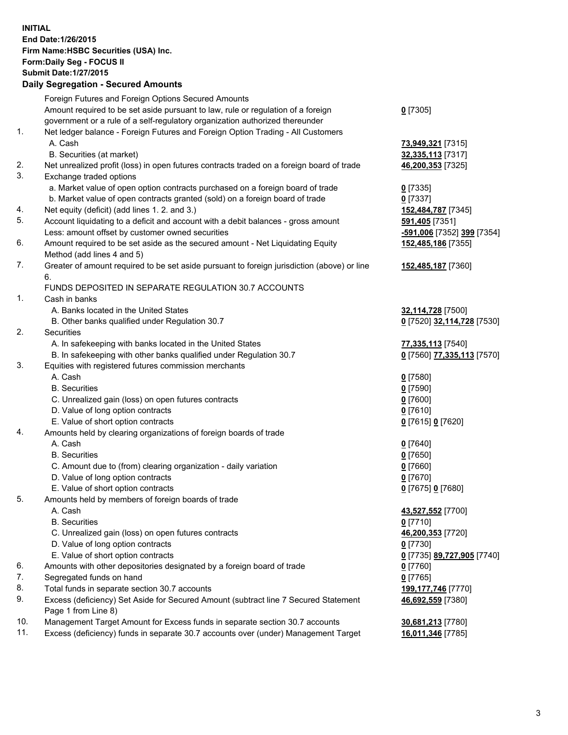**INITIAL**
**End Date:1/26/2015**
**Firm Name:HSBC Securities (USA) Inc.**
**Form:Daily Seg - FOCUS II**
**Submit Date:1/27/2015**

## Daily Segregation - Secured Amounts

| | | |
|---|---|---|
| | Foreign Futures and Foreign Options Secured Amounts | |
| | Amount required to be set aside pursuant to law, rule or regulation of a foreign government or a rule of a self-regulatory organization authorized thereunder | **0** [7305] |
| 1. | Net ledger balance - Foreign Futures and Foreign Option Trading - All Customers | |
| | A. Cash | **73,949,321** [7315] |
| | B. Securities (at market) | **32,335,113** [7317] |
| 2. | Net unrealized profit (loss) in open futures contracts traded on a foreign board of trade | **46,200,353** [7325] |
| 3. | Exchange traded options | |
| | a. Market value of open option contracts purchased on a foreign board of trade | **0** [7335] |
| | b. Market value of open contracts granted (sold) on a foreign board of trade | **0** [7337] |
| 4. | Net equity (deficit) (add lines 1. 2. and 3.) | **152,484,787** [7345] |
| 5. | Account liquidating to a deficit and account with a debit balances - gross amount | **591,405** [7351] |
| | Less: amount offset by customer owned securities | **-591,006** [7352] **399** [7354] |
| 6. | Amount required to be set aside as the secured amount - Net Liquidating Equity Method (add lines 4 and 5) | **152,485,186** [7355] |
| 7. | Greater of amount required to be set aside pursuant to foreign jurisdiction (above) or line 6. | **152,485,187** [7360] |
| | FUNDS DEPOSITED IN SEPARATE REGULATION 30.7 ACCOUNTS | |
| 1. | Cash in banks | |
| | A. Banks located in the United States | **32,114,728** [7500] |
| | B. Other banks qualified under Regulation 30.7 | **0** [7520] **32,114,728** [7530] |
| 2. | Securities | |
| | A. In safekeeping with banks located in the United States | **77,335,113** [7540] |
| | B. In safekeeping with other banks qualified under Regulation 30.7 | **0** [7560] **77,335,113** [7570] |
| 3. | Equities with registered futures commission merchants | |
| | A. Cash | **0** [7580] |
| | B. Securities | **0** [7590] |
| | C. Unrealized gain (loss) on open futures contracts | **0** [7600] |
| | D. Value of long option contracts | **0** [7610] |
| | E. Value of short option contracts | **0** [7615] **0** [7620] |
| 4. | Amounts held by clearing organizations of foreign boards of trade | |
| | A. Cash | **0** [7640] |
| | B. Securities | **0** [7650] |
| | C. Amount due to (from) clearing organization - daily variation | **0** [7660] |
| | D. Value of long option contracts | **0** [7670] |
| | E. Value of short option contracts | **0** [7675] **0** [7680] |
| 5. | Amounts held by members of foreign boards of trade | |
| | A. Cash | **43,527,552** [7700] |
| | B. Securities | **0** [7710] |
| | C. Unrealized gain (loss) on open futures contracts | **46,200,353** [7720] |
| | D. Value of long option contracts | **0** [7730] |
| | E. Value of short option contracts | **0** [7735] **89,727,905** [7740] |
| 6. | Amounts with other depositories designated by a foreign board of trade | **0** [7760] |
| 7. | Segregated funds on hand | **0** [7765] |
| 8. | Total funds in separate section 30.7 accounts | **199,177,746** [7770] |
| 9. | Excess (deficiency) Set Aside for Secured Amount (subtract line 7 Secured Statement Page 1 from Line 8) | **46,692,559** [7380] |
| 10. | Management Target Amount for Excess funds in separate section 30.7 accounts | **30,681,213** [7780] |
| 11. | Excess (deficiency) funds in separate 30.7 accounts over (under) Management Target | **16,011,346** [7785] |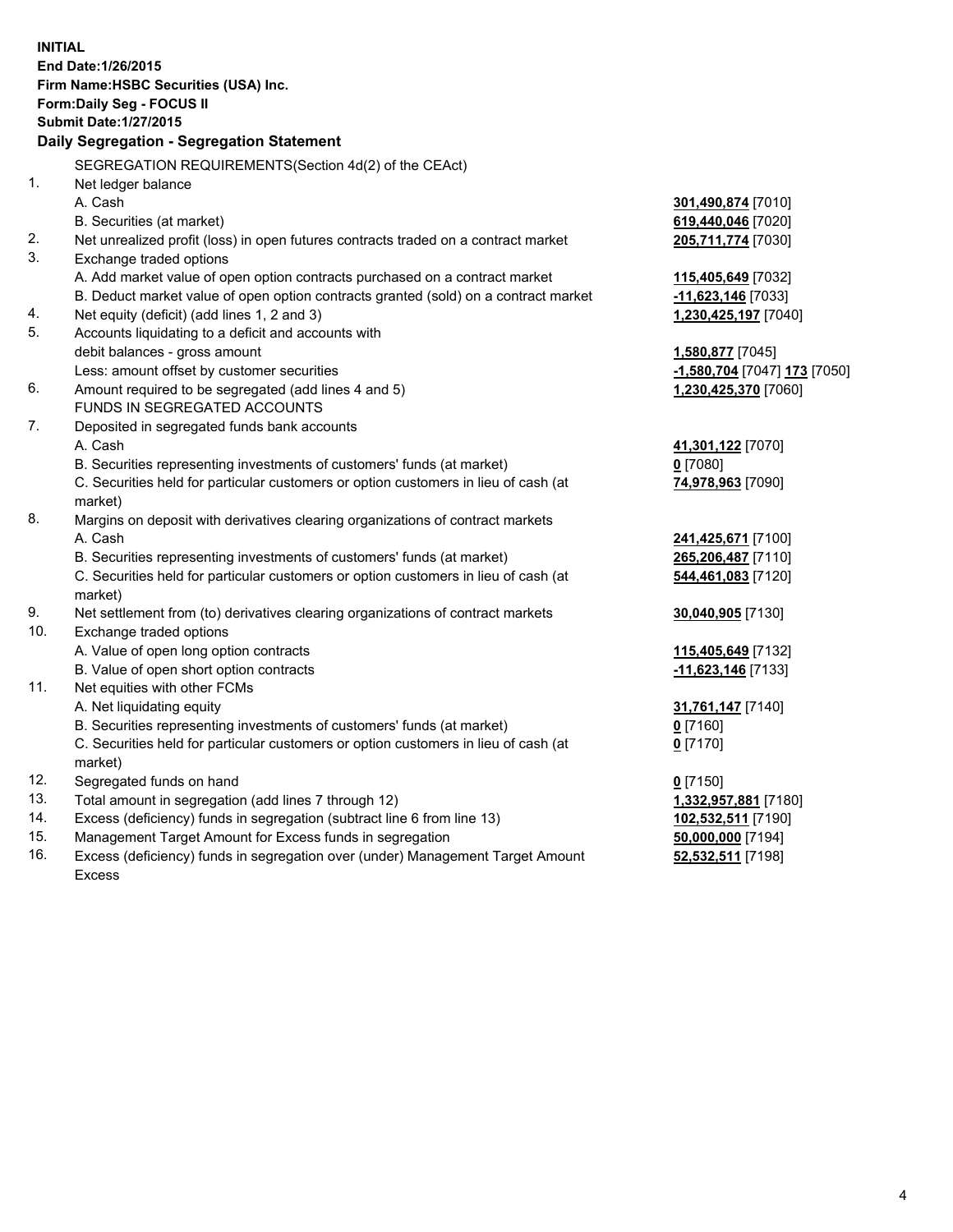**INITIAL**
**End Date:1/26/2015**
**Firm Name:HSBC Securities (USA) Inc.**
**Form:Daily Seg - FOCUS II**
**Submit Date:1/27/2015**

**Daily Segregation - Segregation Statement**

SEGREGATION REQUIREMENTS(Section 4d(2) of the CEAct)

| | | |
|---|---|---|
| 1. | Net ledger balance | |
| | A. Cash | **301,490,874** [7010] |
| | B. Securities (at market) | **619,440,046** [7020] |
| 2. | Net unrealized profit (loss) in open futures contracts traded on a contract market | **205,711,774** [7030] |
| 3. | Exchange traded options | |
| | A. Add market value of open option contracts purchased on a contract market | **115,405,649** [7032] |
| | B. Deduct market value of open option contracts granted (sold) on a contract market | **-11,623,146** [7033] |
| 4. | Net equity (deficit) (add lines 1, 2 and 3) | **1,230,425,197** [7040] |
| 5. | Accounts liquidating to a deficit and accounts with debit balances - gross amount | **1,580,877** [7045] |
| | Less: amount offset by customer securities | **-1,580,704** [7047] **173** [7050] |
| 6. | Amount required to be segregated (add lines 4 and 5) | **1,230,425,370** [7060] |
| | FUNDS IN SEGREGATED ACCOUNTS | |
| 7. | Deposited in segregated funds bank accounts | |
| | A. Cash | **41,301,122** [7070] |
| | B. Securities representing investments of customers' funds (at market) | **0** [7080] |
| | C. Securities held for particular customers or option customers in lieu of cash (at market) | **74,978,963** [7090] |
| 8. | Margins on deposit with derivatives clearing organizations of contract markets | |
| | A. Cash | **241,425,671** [7100] |
| | B. Securities representing investments of customers' funds (at market) | **265,206,487** [7110] |
| | C. Securities held for particular customers or option customers in lieu of cash (at market) | **544,461,083** [7120] |
| 9. | Net settlement from (to) derivatives clearing organizations of contract markets | **30,040,905** [7130] |
| 10. | Exchange traded options | |
| | A. Value of open long option contracts | **115,405,649** [7132] |
| | B. Value of open short option contracts | **-11,623,146** [7133] |
| 11. | Net equities with other FCMs | |
| | A. Net liquidating equity | **31,761,147** [7140] |
| | B. Securities representing investments of customers' funds (at market) | **0** [7160] |
| | C. Securities held for particular customers or option customers in lieu of cash (at market) | **0** [7170] |
| 12. | Segregated funds on hand | **0** [7150] |
| 13. | Total amount in segregation (add lines 7 through 12) | **1,332,957,881** [7180] |
| 14. | Excess (deficiency) funds in segregation (subtract line 6 from line 13) | **102,532,511** [7190] |
| 15. | Management Target Amount for Excess funds in segregation | **50,000,000** [7194] |
| 16. | Excess (deficiency) funds in segregation over (under) Management Target Amount Excess | **52,532,511** [7198] |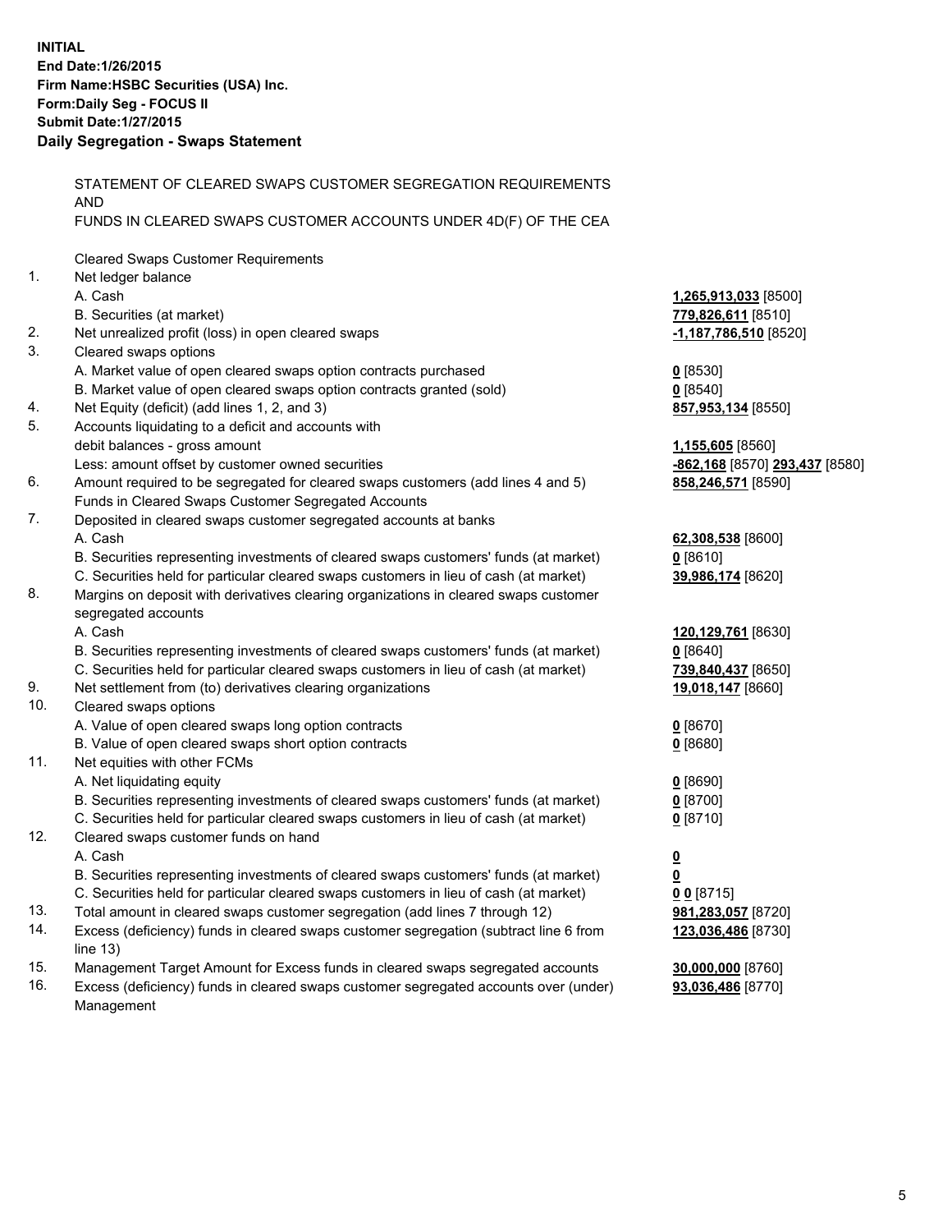**INITIAL**
**End Date:1/26/2015**
**Firm Name:HSBC Securities (USA) Inc.**
**Form:Daily Seg - FOCUS II**
**Submit Date:1/27/2015**
**Daily Segregation - Swaps Statement**

STATEMENT OF CLEARED SWAPS CUSTOMER SEGREGATION REQUIREMENTS AND FUNDS IN CLEARED SWAPS CUSTOMER ACCOUNTS UNDER 4D(F) OF THE CEA

| | | |
|---|---|---|
| | Cleared Swaps Customer Requirements | |
| 1. | Net ledger balance | |
| | A. Cash | **1,265,913,033** [8500] |
| | B. Securities (at market) | **779,826,611** [8510] |
| 2. | Net unrealized profit (loss) in open cleared swaps | **-1,187,786,510** [8520] |
| 3. | Cleared swaps options | |
| | A. Market value of open cleared swaps option contracts purchased | **0** [8530] |
| | B. Market value of open cleared swaps option contracts granted (sold) | **0** [8540] |
| 4. | Net Equity (deficit) (add lines 1, 2, and 3) | **857,953,134** [8550] |
| 5. | Accounts liquidating to a deficit and accounts with debit balances - gross amount | **1,155,605** [8560] |
| | Less: amount offset by customer owned securities | **-862,168** [8570] **293,437** [8580] |
| 6. | Amount required to be segregated for cleared swaps customers (add lines 4 and 5) | **858,246,571** [8590] |
| | Funds in Cleared Swaps Customer Segregated Accounts | |
| 7. | Deposited in cleared swaps customer segregated accounts at banks | |
| | A. Cash | **62,308,538** [8600] |
| | B. Securities representing investments of cleared swaps customers' funds (at market) | **0** [8610] |
| | C. Securities held for particular cleared swaps customers in lieu of cash (at market) | **39,986,174** [8620] |
| 8. | Margins on deposit with derivatives clearing organizations in cleared swaps customer segregated accounts | |
| | A. Cash | **120,129,761** [8630] |
| | B. Securities representing investments of cleared swaps customers' funds (at market) | **0** [8640] |
| | C. Securities held for particular cleared swaps customers in lieu of cash (at market) | **739,840,437** [8650] |
| 9. | Net settlement from (to) derivatives clearing organizations | **19,018,147** [8660] |
| 10. | Cleared swaps options | |
| | A. Value of open cleared swaps long option contracts | **0** [8670] |
| | B. Value of open cleared swaps short option contracts | **0** [8680] |
| 11. | Net equities with other FCMs | |
| | A. Net liquidating equity | **0** [8690] |
| | B. Securities representing investments of cleared swaps customers' funds (at market) | **0** [8700] |
| | C. Securities held for particular cleared swaps customers in lieu of cash (at market) | **0** [8710] |
| 12. | Cleared swaps customer funds on hand | |
| | A. Cash | **0** |
| | B. Securities representing investments of cleared swaps customers' funds (at market) | **0** |
| | C. Securities held for particular cleared swaps customers in lieu of cash (at market) | **0** **0** [8715] |
| 13. | Total amount in cleared swaps customer segregation (add lines 7 through 12) | **981,283,057** [8720] |
| 14. | Excess (deficiency) funds in cleared swaps customer segregation (subtract line 6 from line 13) | **123,036,486** [8730] |
| 15. | Management Target Amount for Excess funds in cleared swaps segregated accounts | **30,000,000** [8760] |
| 16. | Excess (deficiency) funds in cleared swaps customer segregated accounts over (under) Management | **93,036,486** [8770] |